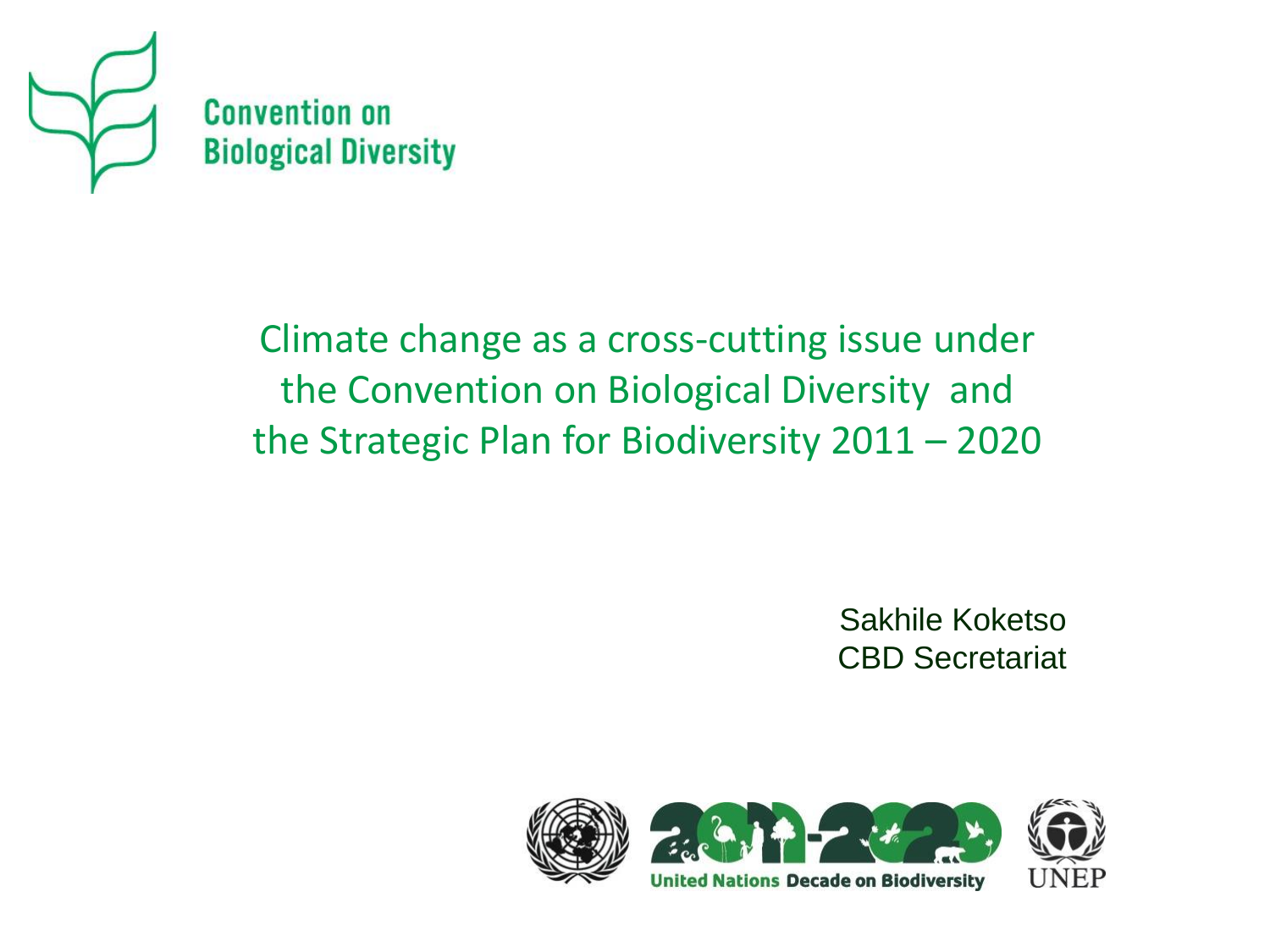Convention on Biological Diversity

# Climate change as a cross-cutting issue under the Convention on Biological Diversity and the Strategic Plan for Biodiversity 2011 – 2020

Sakhile Koketso
CBD Secretariat

2011-2020 United Nations Decade on Biodiversity

UNEP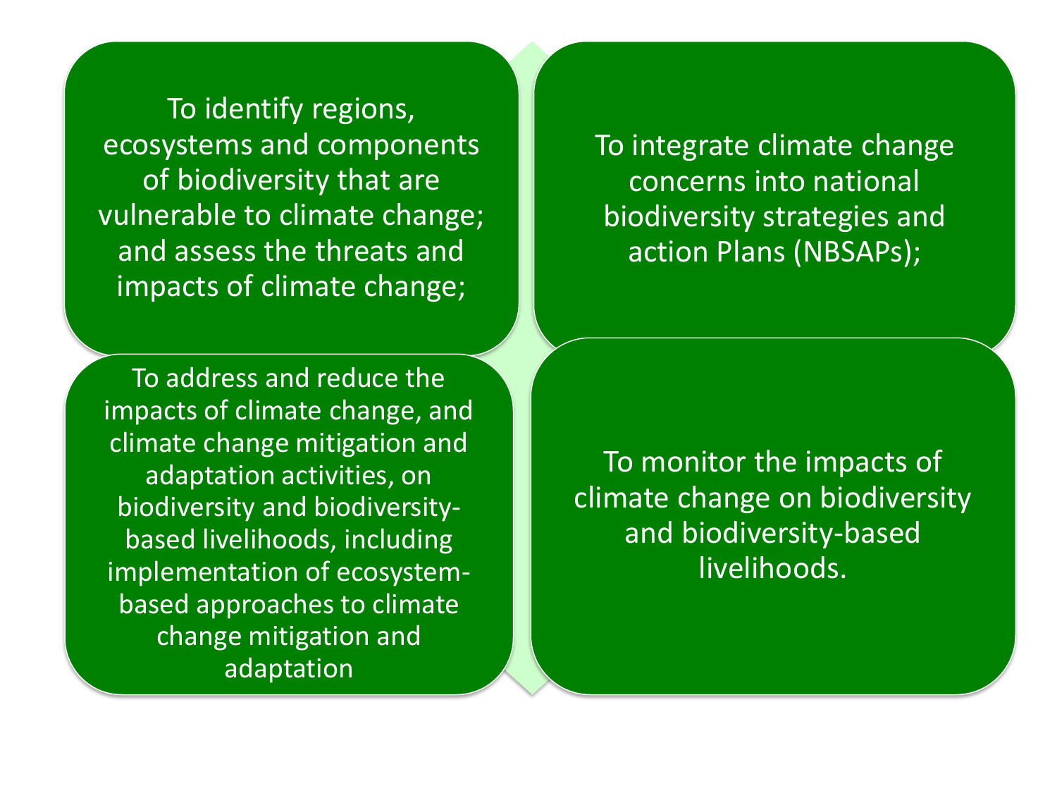- To identify regions, ecosystems and components of biodiversity that are vulnerable to climate change; and assess the threats and impacts of climate change;

- To integrate climate change concerns into national biodiversity strategies and action Plans (NBSAPs);

- To address and reduce the impacts of climate change, and climate change mitigation and adaptation activities, on biodiversity and biodiversity-based livelihoods, including implementation of ecosystem-based approaches to climate change mitigation and adaptation

- To monitor the impacts of climate change on biodiversity and biodiversity-based livelihoods.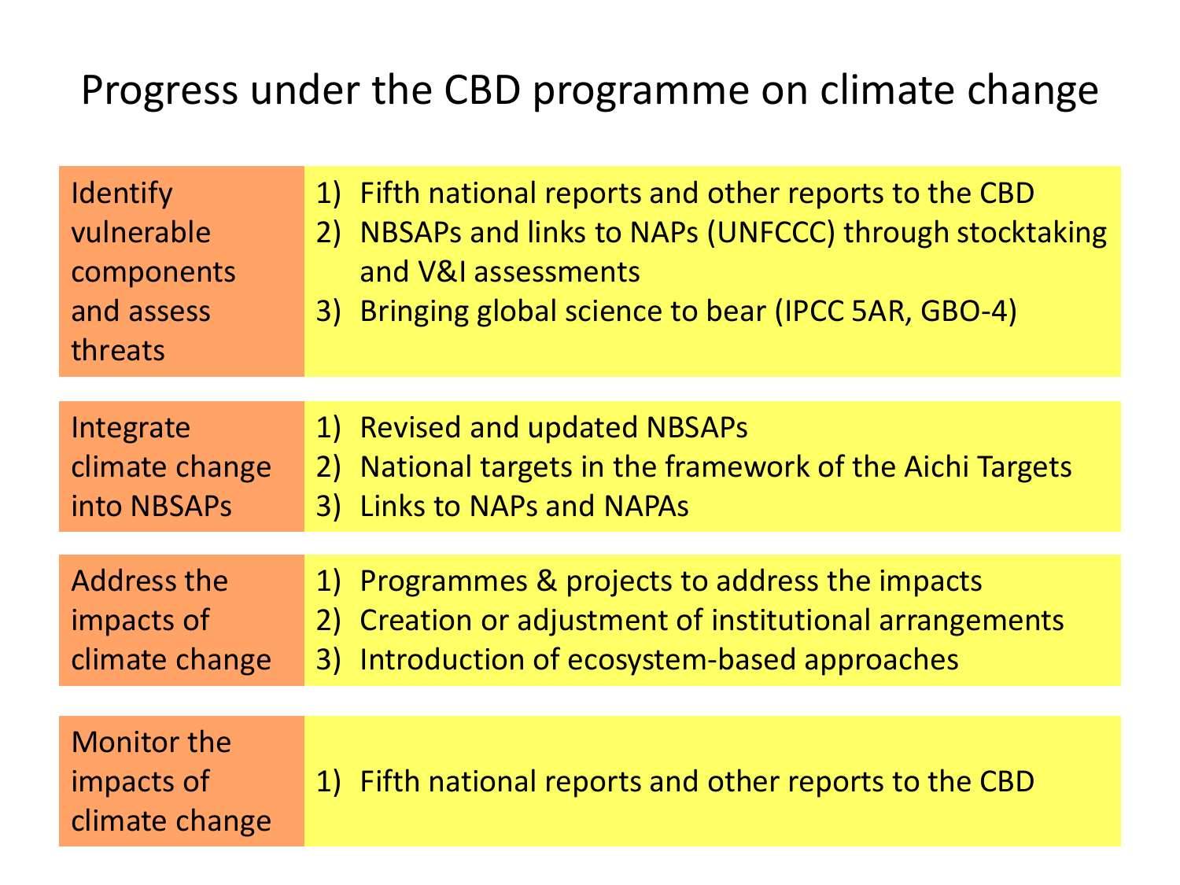# Progress under the CBD programme on climate change

| | |
|---|---|
| Identify vulnerable components and assess threats | 1) Fifth national reports and other reports to the CBD<br>2) NBSAPs and links to NAPs (UNFCCC) through stocktaking and V&I assessments<br>3) Bringing global science to bear (IPCC 5AR, GBO-4) |
| Integrate climate change into NBSAPs | 1) Revised and updated NBSAPs<br>2) National targets in the framework of the Aichi Targets<br>3) Links to NAPs and NAPAs |
| Address the impacts of climate change | 1) Programmes & projects to address the impacts<br>2) Creation or adjustment of institutional arrangements<br>3) Introduction of ecosystem-based approaches |
| Monitor the impacts of climate change | 1) Fifth national reports and other reports to the CBD |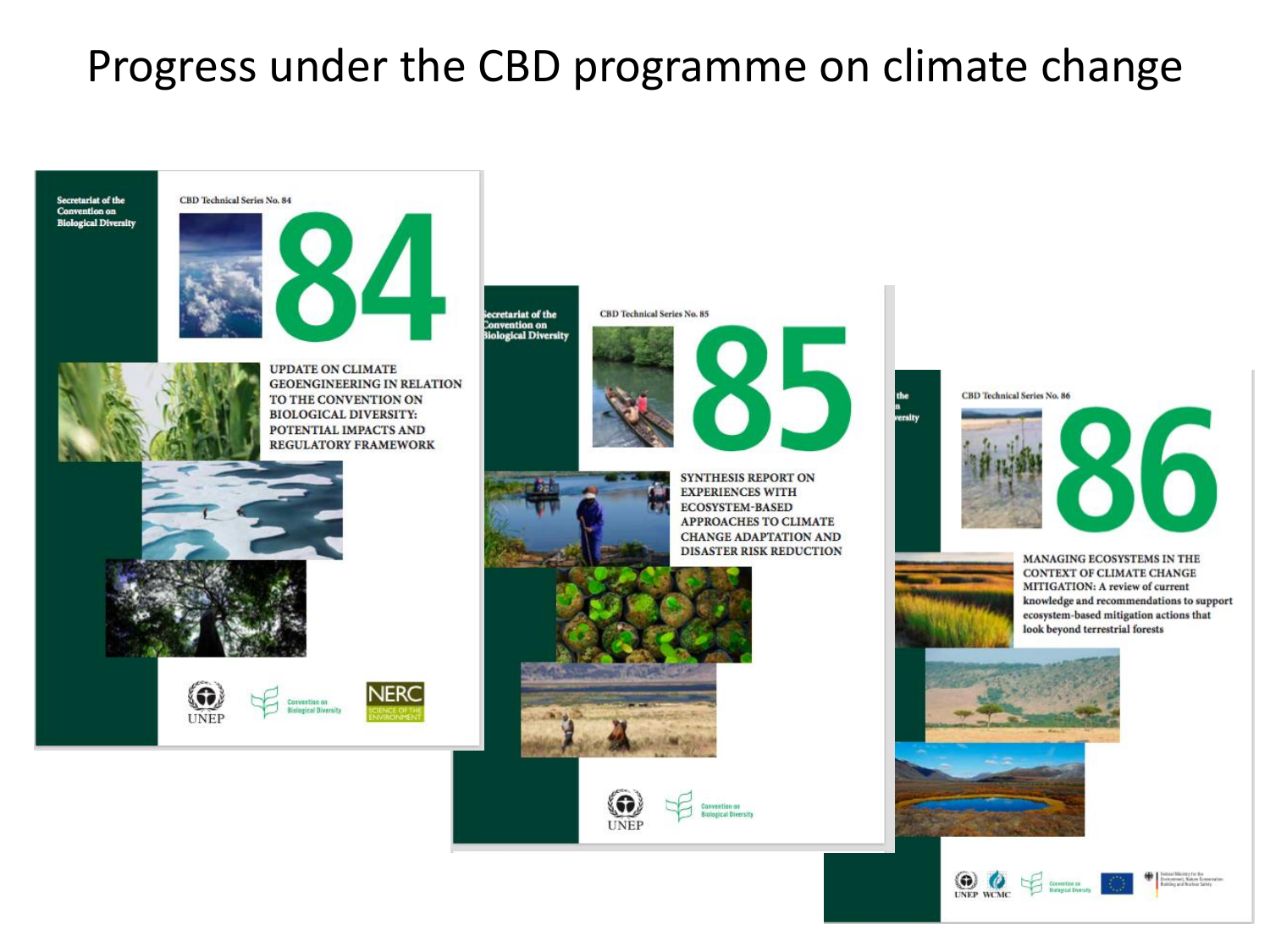# Progress under the CBD programme on climate change

Secretariat of the Convention on Biological Diversity

CBD Technical Series No. 84

84

UPDATE ON CLIMATE GEOENGINEERING IN RELATION TO THE CONVENTION ON BIOLOGICAL DIVERSITY: POTENTIAL IMPACTS AND REGULATORY FRAMEWORK

UNEP Convention on Biological Diversity NERC SCIENCE OF THE ENVIRONMENT

Secretariat of the Convention on Biological Diversity

CBD Technical Series No. 85

85

SYNTHESIS REPORT ON EXPERIENCES WITH ECOSYSTEM-BASED APPROACHES TO CLIMATE CHANGE ADAPTATION AND DISASTER RISK REDUCTION

UNEP Convention on Biological Diversity

CBD Technical Series No. 86

86

MANAGING ECOSYSTEMS IN THE CONTEXT OF CLIMATE CHANGE MITIGATION: A review of current knowledge and recommendations to support ecosystem-based mitigation actions that look beyond terrestrial forests

UNEP WCMC Convention on Biological Diversity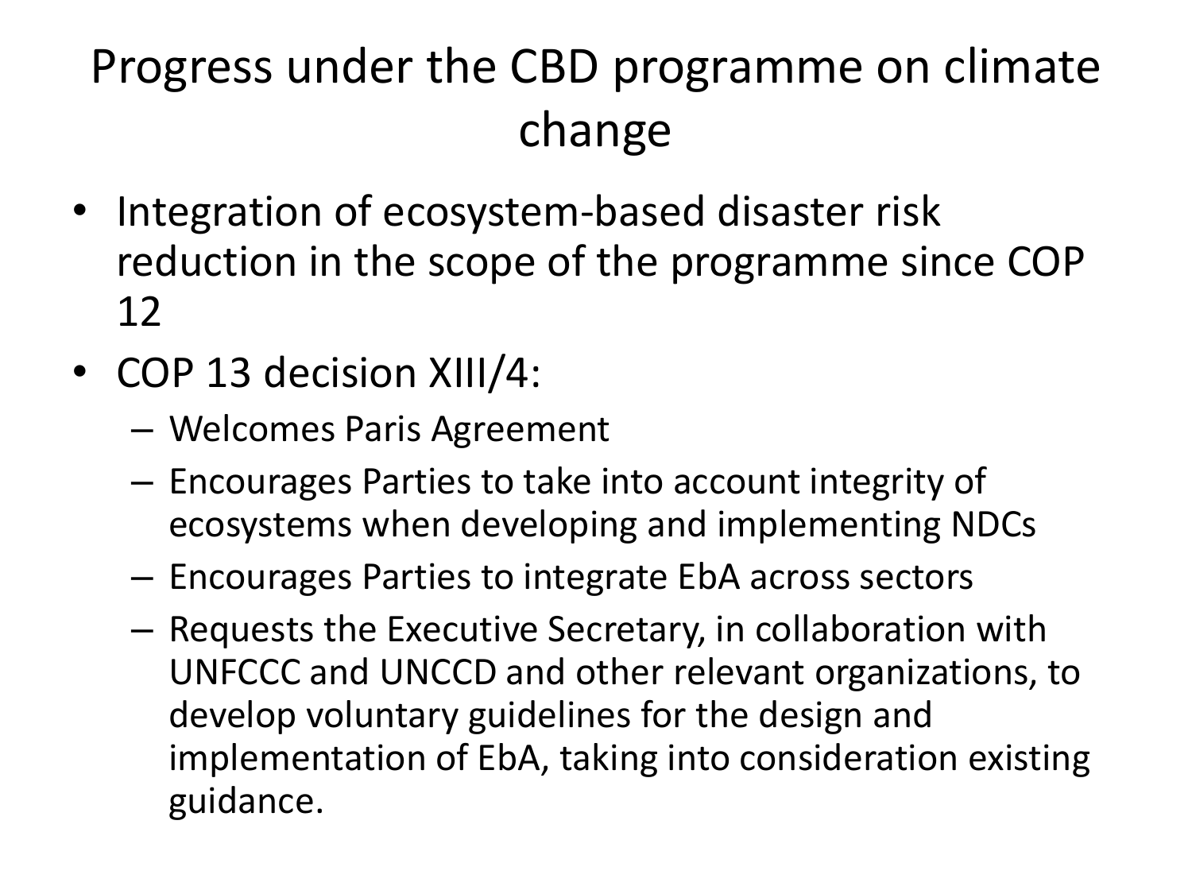# Progress under the CBD programme on climate change

- Integration of ecosystem-based disaster risk reduction in the scope of the programme since COP 12
- COP 13 decision XIII/4:
  - Welcomes Paris Agreement
  - Encourages Parties to take into account integrity of ecosystems when developing and implementing NDCs
  - Encourages Parties to integrate EbA across sectors
  - Requests the Executive Secretary, in collaboration with UNFCCC and UNCCD and other relevant organizations, to develop voluntary guidelines for the design and implementation of EbA, taking into consideration existing guidance.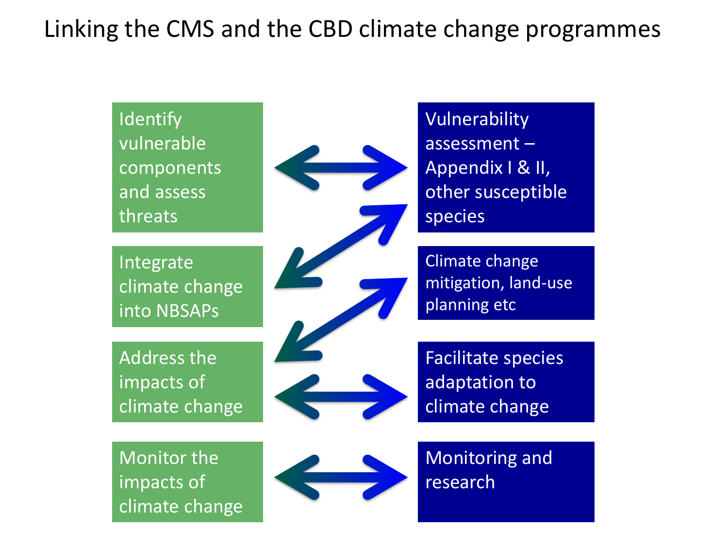# Linking the CMS and the CBD climate change programmes

| CBD | CMS |
| --- | --- |
| Identify vulnerable components and assess threats | Vulnerability assessment – Appendix I & II, other susceptible species |
| Integrate climate change into NBSAPs | Vulnerability assessment – Appendix I & II, other susceptible species |
| Address the impacts of climate change | Climate change mitigation, land-use planning etc |
| Address the impacts of climate change | Facilitate species adaptation to climate change |
| Monitor the impacts of climate change | Monitoring and research |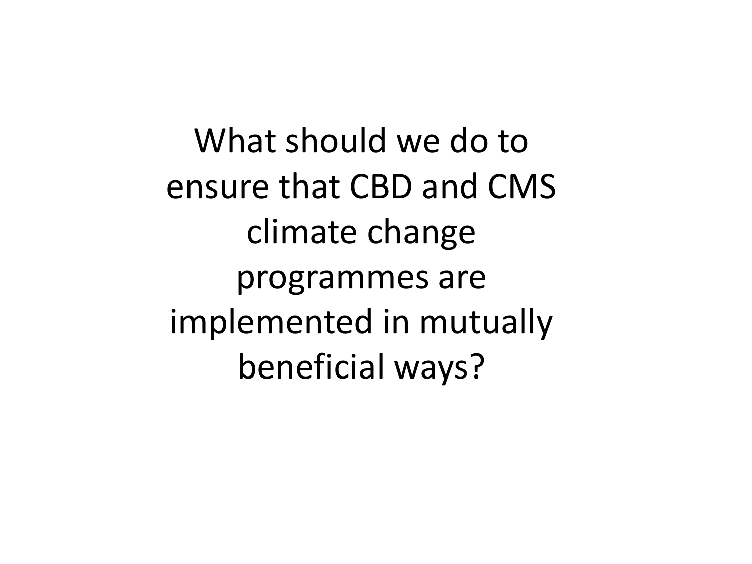What should we do to ensure that CBD and CMS climate change programmes are implemented in mutually beneficial ways?